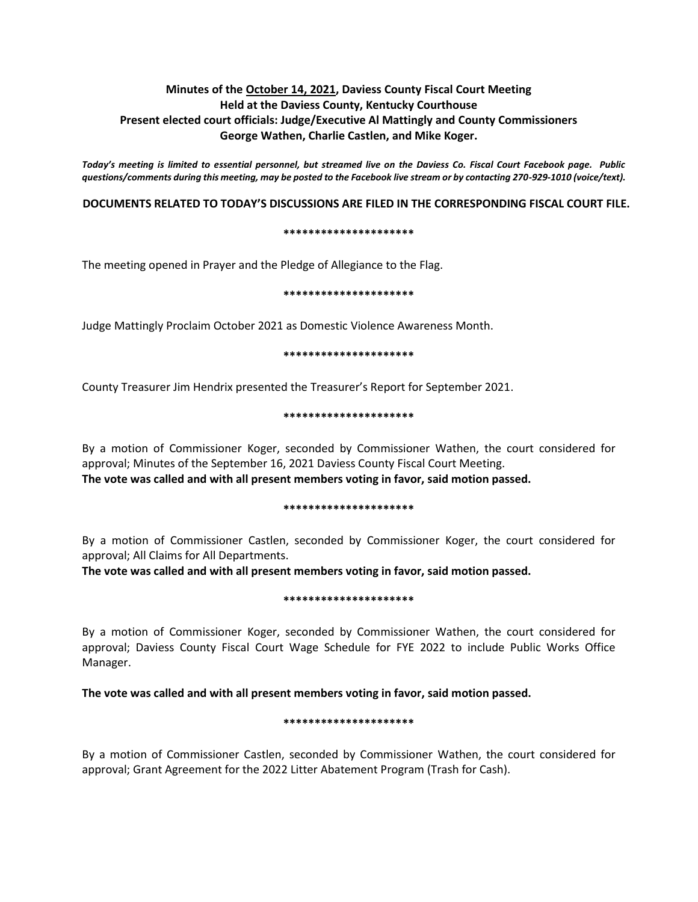**Minutes of the <u>October 14, 2021</u>, Daviess County Fiscal Court Meeting**
**Held at the Daviess County, Kentucky Courthouse**
**Present elected court officials: Judge/Executive Al Mattingly and County Commissioners George Wathen, Charlie Castlen, and Mike Koger.**

***Today's meeting is limited to essential personnel, but streamed live on the Daviess Co. Fiscal Court Facebook page. Public questions/comments during this meeting, may be posted to the Facebook live stream or by contacting 270-929-1010 (voice/text).***

**DOCUMENTS RELATED TO TODAY'S DISCUSSIONS ARE FILED IN THE CORRESPONDING FISCAL COURT FILE.**

**\*\*\*\*\*\*\*\*\*\*\*\*\*\*\*\*\*\*\*\*\***

The meeting opened in Prayer and the Pledge of Allegiance to the Flag.

**\*\*\*\*\*\*\*\*\*\*\*\*\*\*\*\*\*\*\*\*\***

Judge Mattingly Proclaim October 2021 as Domestic Violence Awareness Month.

**\*\*\*\*\*\*\*\*\*\*\*\*\*\*\*\*\*\*\*\*\***

County Treasurer Jim Hendrix presented the Treasurer's Report for September 2021.

**\*\*\*\*\*\*\*\*\*\*\*\*\*\*\*\*\*\*\*\*\***

By a motion of Commissioner Koger, seconded by Commissioner Wathen, the court considered for approval; Minutes of the September 16, 2021 Daviess County Fiscal Court Meeting.
**The vote was called and with all present members voting in favor, said motion passed.**

**\*\*\*\*\*\*\*\*\*\*\*\*\*\*\*\*\*\*\*\*\***

By a motion of Commissioner Castlen, seconded by Commissioner Koger, the court considered for approval; All Claims for All Departments.
**The vote was called and with all present members voting in favor, said motion passed.**

**\*\*\*\*\*\*\*\*\*\*\*\*\*\*\*\*\*\*\*\*\***

By a motion of Commissioner Koger, seconded by Commissioner Wathen, the court considered for approval; Daviess County Fiscal Court Wage Schedule for FYE 2022 to include Public Works Office Manager.

**The vote was called and with all present members voting in favor, said motion passed.**

**\*\*\*\*\*\*\*\*\*\*\*\*\*\*\*\*\*\*\*\*\***

By a motion of Commissioner Castlen, seconded by Commissioner Wathen, the court considered for approval; Grant Agreement for the 2022 Litter Abatement Program (Trash for Cash).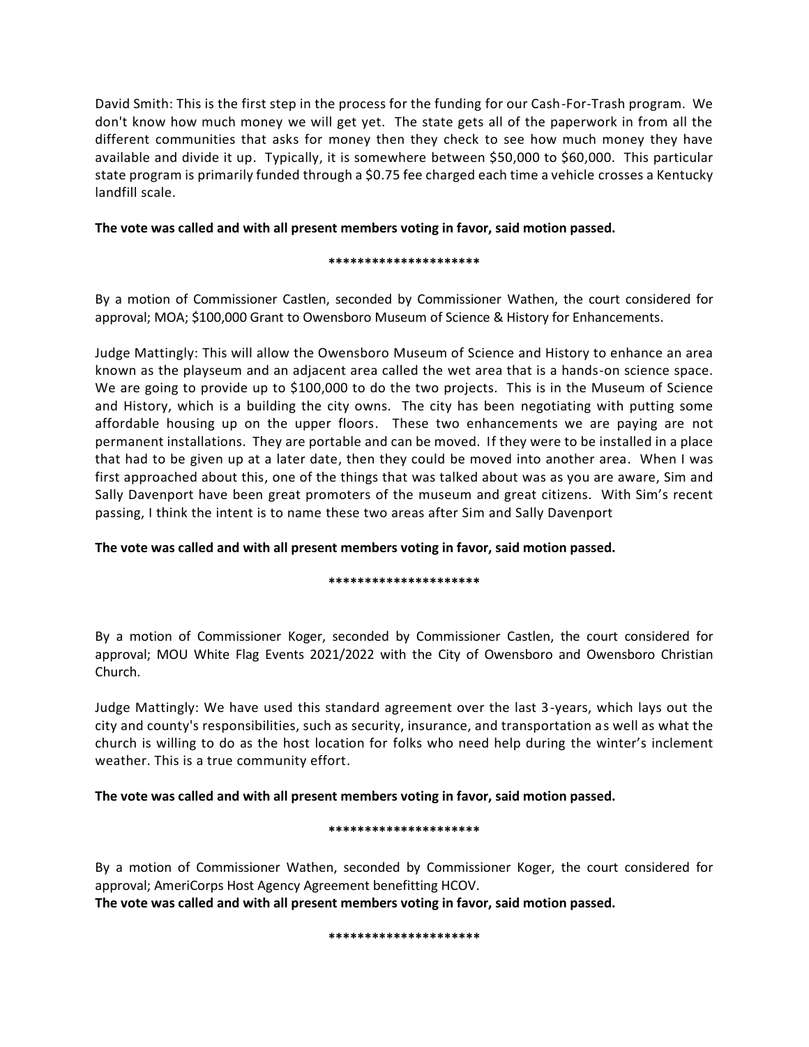David Smith: This is the first step in the process for the funding for our Cash-For-Trash program. We don't know how much money we will get yet. The state gets all of the paperwork in from all the different communities that asks for money then they check to see how much money they have available and divide it up. Typically, it is somewhere between $50,000 to $60,000. This particular state program is primarily funded through a $0.75 fee charged each time a vehicle crosses a Kentucky landfill scale.

**The vote was called and with all present members voting in favor, said motion passed.**

**********************

By a motion of Commissioner Castlen, seconded by Commissioner Wathen, the court considered for approval; MOA; $100,000 Grant to Owensboro Museum of Science & History for Enhancements.

Judge Mattingly: This will allow the Owensboro Museum of Science and History to enhance an area known as the playseum and an adjacent area called the wet area that is a hands-on science space. We are going to provide up to $100,000 to do the two projects. This is in the Museum of Science and History, which is a building the city owns. The city has been negotiating with putting some affordable housing up on the upper floors. These two enhancements we are paying are not permanent installations. They are portable and can be moved. If they were to be installed in a place that had to be given up at a later date, then they could be moved into another area. When I was first approached about this, one of the things that was talked about was as you are aware, Sim and Sally Davenport have been great promoters of the museum and great citizens. With Sim's recent passing, I think the intent is to name these two areas after Sim and Sally Davenport

**The vote was called and with all present members voting in favor, said motion passed.**

**********************

By a motion of Commissioner Koger, seconded by Commissioner Castlen, the court considered for approval; MOU White Flag Events 2021/2022 with the City of Owensboro and Owensboro Christian Church.

Judge Mattingly: We have used this standard agreement over the last 3-years, which lays out the city and county's responsibilities, such as security, insurance, and transportation as well as what the church is willing to do as the host location for folks who need help during the winter's inclement weather. This is a true community effort.

**The vote was called and with all present members voting in favor, said motion passed.**

**********************

By a motion of Commissioner Wathen, seconded by Commissioner Koger, the court considered for approval; AmeriCorps Host Agency Agreement benefitting HCOV.
**The vote was called and with all present members voting in favor, said motion passed.**

**********************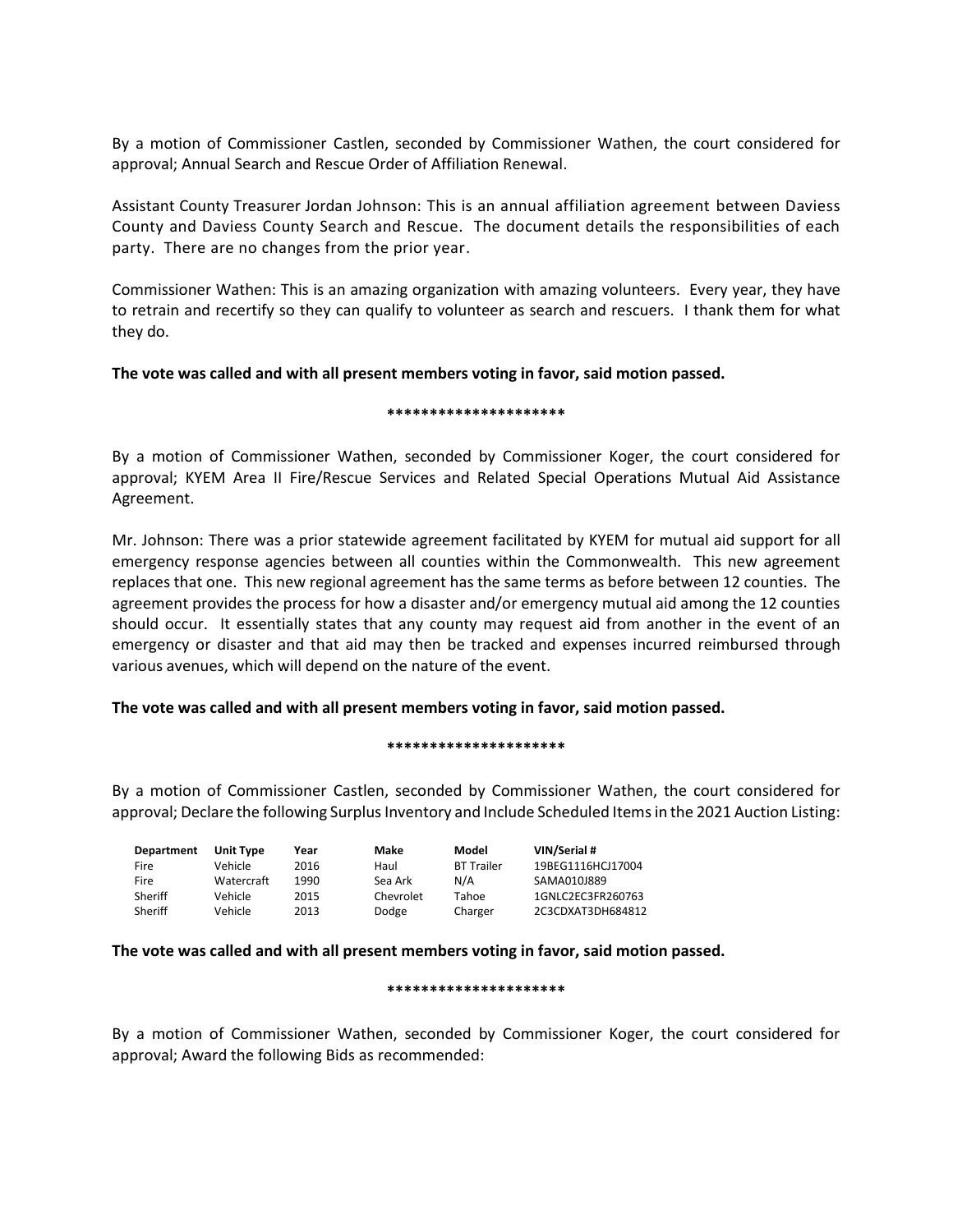By a motion of Commissioner Castlen, seconded by Commissioner Wathen, the court considered for approval; Annual Search and Rescue Order of Affiliation Renewal.

Assistant County Treasurer Jordan Johnson: This is an annual affiliation agreement between Daviess County and Daviess County Search and Rescue. The document details the responsibilities of each party. There are no changes from the prior year.

Commissioner Wathen: This is an amazing organization with amazing volunteers. Every year, they have to retrain and recertify so they can qualify to volunteer as search and rescuers. I thank them for what they do.

**The vote was called and with all present members voting in favor, said motion passed.**

**********************

By a motion of Commissioner Wathen, seconded by Commissioner Koger, the court considered for approval; KYEM Area II Fire/Rescue Services and Related Special Operations Mutual Aid Assistance Agreement.

Mr. Johnson: There was a prior statewide agreement facilitated by KYEM for mutual aid support for all emergency response agencies between all counties within the Commonwealth. This new agreement replaces that one. This new regional agreement has the same terms as before between 12 counties. The agreement provides the process for how a disaster and/or emergency mutual aid among the 12 counties should occur. It essentially states that any county may request aid from another in the event of an emergency or disaster and that aid may then be tracked and expenses incurred reimbursed through various avenues, which will depend on the nature of the event.

**The vote was called and with all present members voting in favor, said motion passed.**

**********************

By a motion of Commissioner Castlen, seconded by Commissioner Wathen, the court considered for approval; Declare the following Surplus Inventory and Include Scheduled Items in the 2021 Auction Listing:

| Department | Unit Type | Year | Make | Model | VIN/Serial # |
|---|---|---|---|---|---|
| Fire | Vehicle | 2016 | Haul | BT Trailer | 19BEG1116HCJ17004 |
| Fire | Watercraft | 1990 | Sea Ark | N/A | SAMA010J889 |
| Sheriff | Vehicle | 2015 | Chevrolet | Tahoe | 1GNLC2EC3FR260763 |
| Sheriff | Vehicle | 2013 | Dodge | Charger | 2C3CDXAT3DH684812 |

**The vote was called and with all present members voting in favor, said motion passed.**

**********************

By a motion of Commissioner Wathen, seconded by Commissioner Koger, the court considered for approval; Award the following Bids as recommended: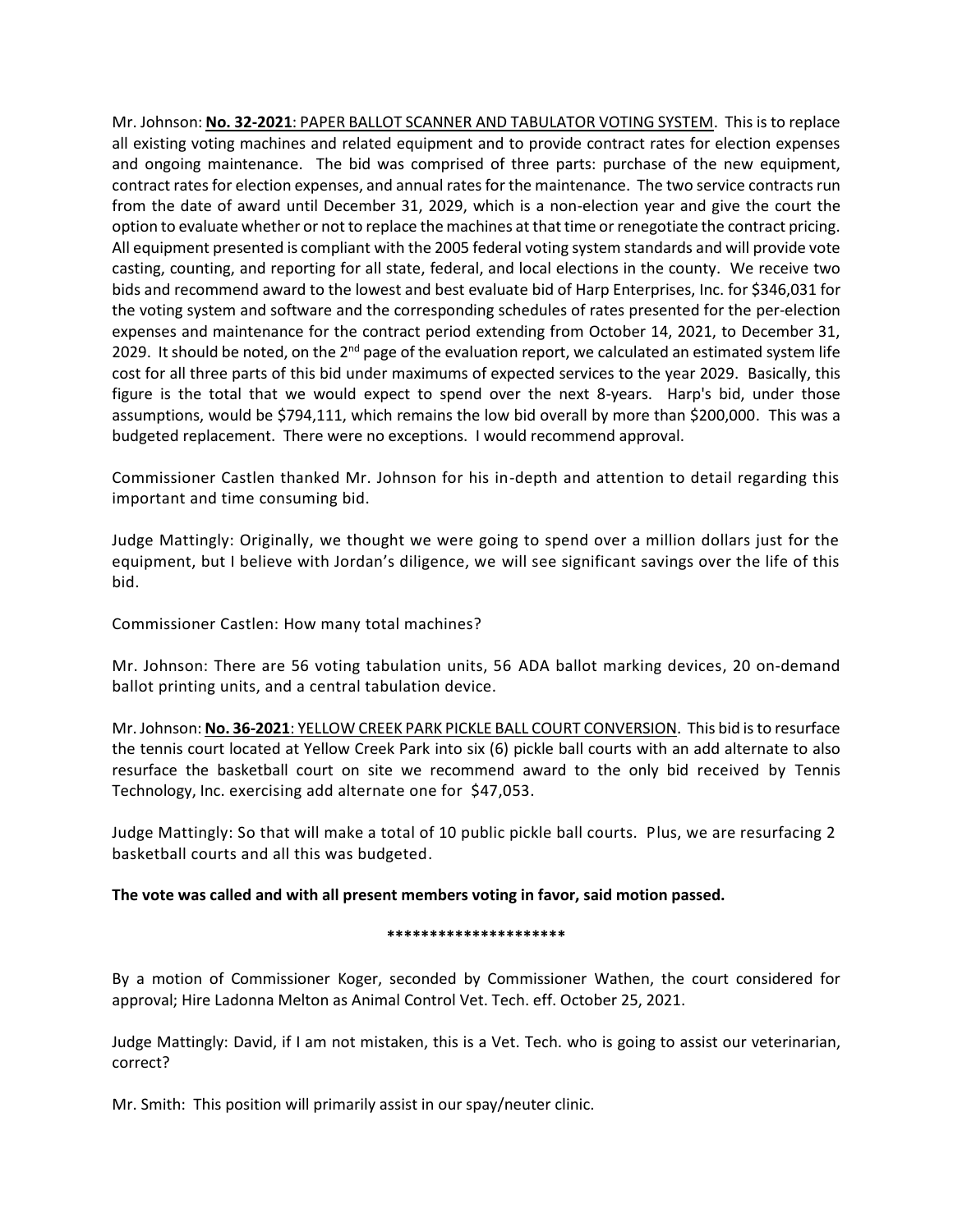Mr. Johnson: **<u>No. 32-2021</u>**: <u>PAPER BALLOT SCANNER AND TABULATOR VOTING SYSTEM</u>. This is to replace all existing voting machines and related equipment and to provide contract rates for election expenses and ongoing maintenance. The bid was comprised of three parts: purchase of the new equipment, contract rates for election expenses, and annual rates for the maintenance. The two service contracts run from the date of award until December 31, 2029, which is a non-election year and give the court the option to evaluate whether or not to replace the machines at that time or renegotiate the contract pricing. All equipment presented is compliant with the 2005 federal voting system standards and will provide vote casting, counting, and reporting for all state, federal, and local elections in the county. We receive two bids and recommend award to the lowest and best evaluate bid of Harp Enterprises, Inc. for $346,031 for the voting system and software and the corresponding schedules of rates presented for the per-election expenses and maintenance for the contract period extending from October 14, 2021, to December 31, 2029. It should be noted, on the 2nd page of the evaluation report, we calculated an estimated system life cost for all three parts of this bid under maximums of expected services to the year 2029. Basically, this figure is the total that we would expect to spend over the next 8-years. Harp's bid, under those assumptions, would be $794,111, which remains the low bid overall by more than $200,000. This was a budgeted replacement. There were no exceptions. I would recommend approval.

Commissioner Castlen thanked Mr. Johnson for his in-depth and attention to detail regarding this important and time consuming bid.

Judge Mattingly: Originally, we thought we were going to spend over a million dollars just for the equipment, but I believe with Jordan's diligence, we will see significant savings over the life of this bid.

Commissioner Castlen: How many total machines?

Mr. Johnson: There are 56 voting tabulation units, 56 ADA ballot marking devices, 20 on-demand ballot printing units, and a central tabulation device.

Mr. Johnson: **<u>No. 36-2021</u>**: <u>YELLOW CREEK PARK PICKLE BALL COURT CONVERSION</u>. This bid is to resurface the tennis court located at Yellow Creek Park into six (6) pickle ball courts with an add alternate to also resurface the basketball court on site we recommend award to the only bid received by Tennis Technology, Inc. exercising add alternate one for $47,053.

Judge Mattingly: So that will make a total of 10 public pickle ball courts. Plus, we are resurfacing 2 basketball courts and all this was budgeted.

**The vote was called and with all present members voting in favor, said motion passed.**

**********************

By a motion of Commissioner Koger, seconded by Commissioner Wathen, the court considered for approval; Hire Ladonna Melton as Animal Control Vet. Tech. eff. October 25, 2021.

Judge Mattingly: David, if I am not mistaken, this is a Vet. Tech. who is going to assist our veterinarian, correct?

Mr. Smith: This position will primarily assist in our spay/neuter clinic.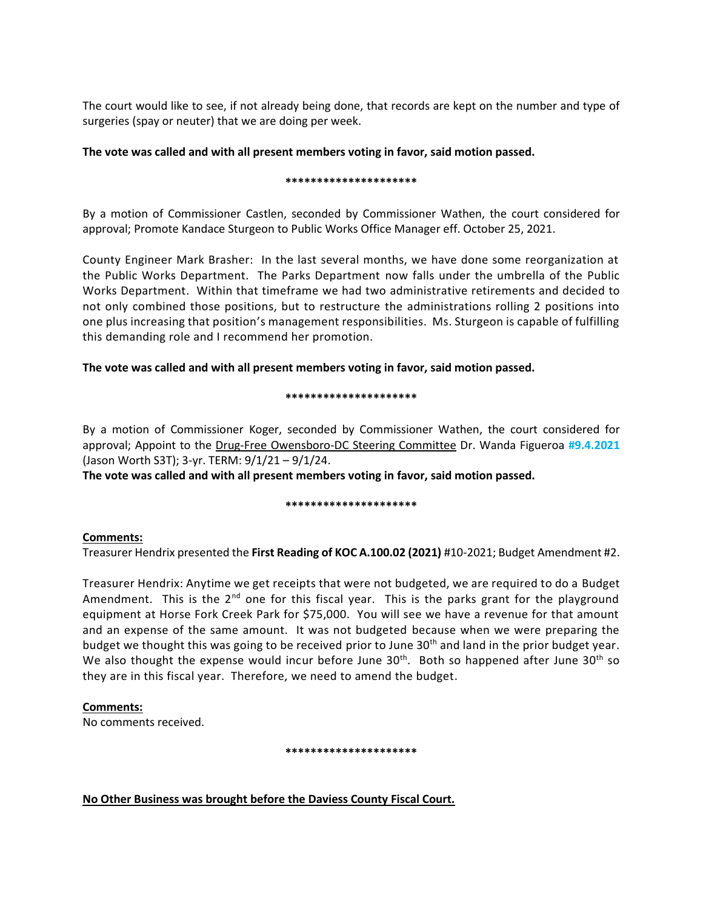The court would like to see, if not already being done, that records are kept on the number and type of surgeries (spay or neuter) that we are doing per week.

**The vote was called and with all present members voting in favor, said motion passed.**

**********************

By a motion of Commissioner Castlen, seconded by Commissioner Wathen, the court considered for approval; Promote Kandace Sturgeon to Public Works Office Manager eff. October 25, 2021.

County Engineer Mark Brasher: In the last several months, we have done some reorganization at the Public Works Department. The Parks Department now falls under the umbrella of the Public Works Department. Within that timeframe we had two administrative retirements and decided to not only combined those positions, but to restructure the administrations rolling 2 positions into one plus increasing that position's management responsibilities. Ms. Sturgeon is capable of fulfilling this demanding role and I recommend her promotion.

**The vote was called and with all present members voting in favor, said motion passed.**

**********************

By a motion of Commissioner Koger, seconded by Commissioner Wathen, the court considered for approval; Appoint to the Drug-Free Owensboro-DC Steering Committee Dr. Wanda Figueroa **#9.4.2021** (Jason Worth S3T); 3-yr. TERM: 9/1/21 – 9/1/24.
**The vote was called and with all present members voting in favor, said motion passed.**

**********************

**Comments:**
Treasurer Hendrix presented the **First Reading of KOC A.100.02 (2021)** #10-2021; Budget Amendment #2.

Treasurer Hendrix: Anytime we get receipts that were not budgeted, we are required to do a Budget Amendment. This is the 2nd one for this fiscal year. This is the parks grant for the playground equipment at Horse Fork Creek Park for $75,000. You will see we have a revenue for that amount and an expense of the same amount. It was not budgeted because when we were preparing the budget we thought this was going to be received prior to June 30th and land in the prior budget year. We also thought the expense would incur before June 30th. Both so happened after June 30th so they are in this fiscal year. Therefore, we need to amend the budget.

**Comments:**
No comments received.

**********************

**No Other Business was brought before the Daviess County Fiscal Court.**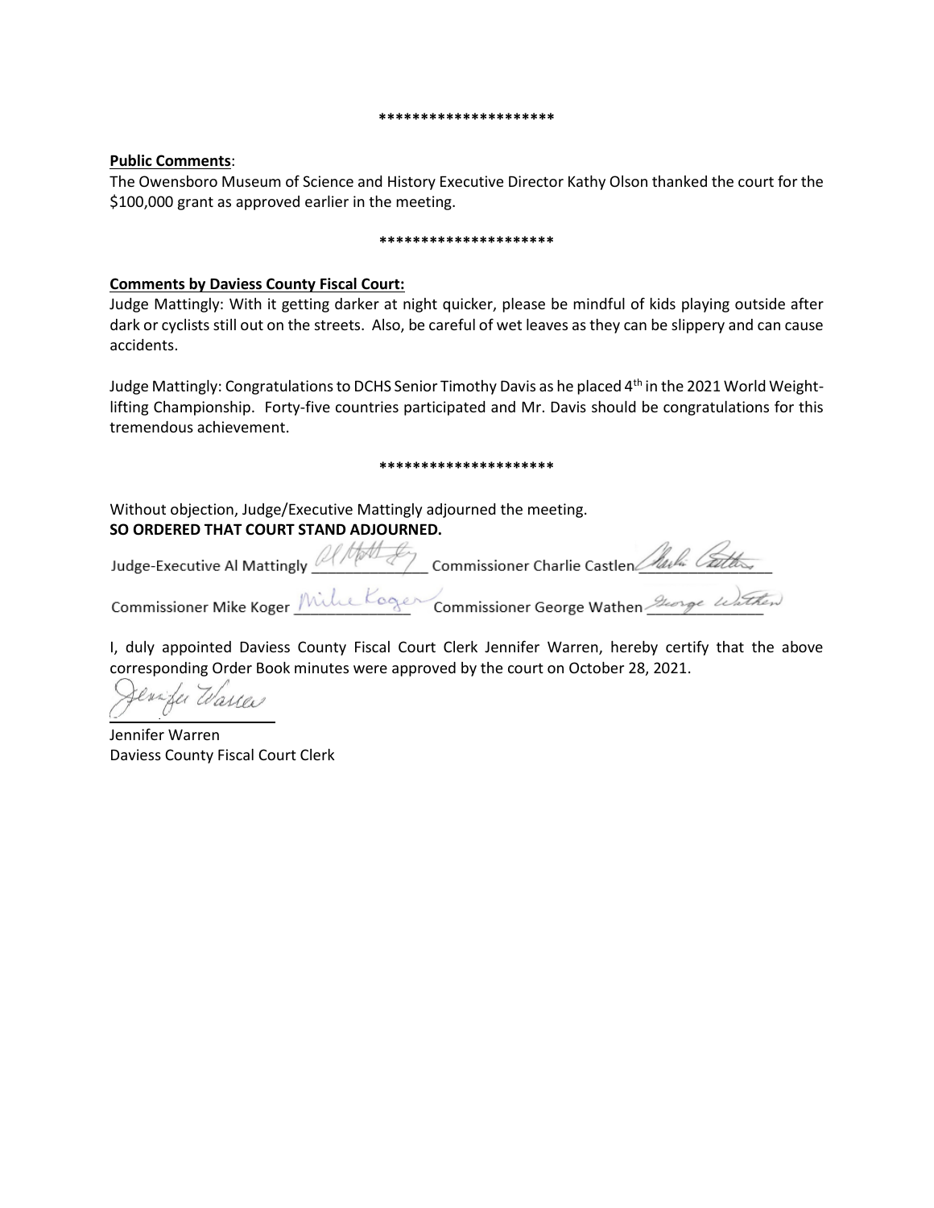*********************

**Public Comments**:
The Owensboro Museum of Science and History Executive Director Kathy Olson thanked the court for the $100,000 grant as approved earlier in the meeting.

*********************

**Comments by Daviess County Fiscal Court:**
Judge Mattingly: With it getting darker at night quicker, please be mindful of kids playing outside after dark or cyclists still out on the streets. Also, be careful of wet leaves as they can be slippery and can cause accidents.

Judge Mattingly: Congratulations to DCHS Senior Timothy Davis as he placed 4th in the 2021 World Weight-lifting Championship. Forty-five countries participated and Mr. Davis should be congratulations for this tremendous achievement.

*********************

Without objection, Judge/Executive Mattingly adjourned the meeting.
**SO ORDERED THAT COURT STAND ADJOURNED.**

Judge-Executive Al Mattingly ______________ Commissioner Charlie Castlen ______________

Commissioner Mike Koger ______________ Commissioner George Wathen ______________

I, duly appointed Daviess County Fiscal Court Clerk Jennifer Warren, hereby certify that the above corresponding Order Book minutes were approved by the court on October 28, 2021.

______________________

Jennifer Warren
Daviess County Fiscal Court Clerk